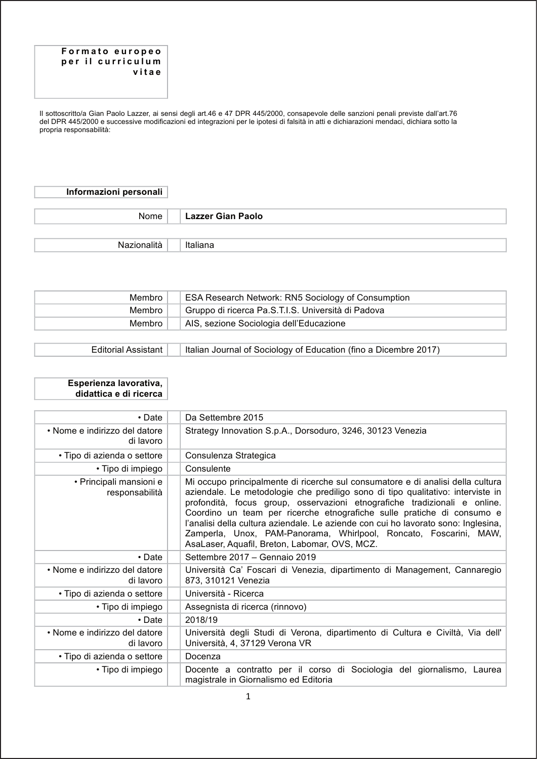**Formato europeo per il curriculum vitae**

Il sottoscritto/a Gian Paolo Lazzer, ai sensi degli art.46 e 47 DPR 445/2000, consapevole delle sanzioni penali previste dall'art.76 del DPR 445/2000 e successive modificazioni ed integrazioni per le ipotesi di falsità in atti e dichiarazioni mendaci, dichiara sotto la propria responsabilità:

## Informazioni personali

| | |
|---|---|
| Nome | **Lazzer Gian Paolo** |
| Nazionalità | Italiana |

| | |
|---|---|
| Membro | ESA Research Network: RN5 Sociology of Consumption |
| Membro | Gruppo di ricerca Pa.S.T.I.S. Università di Padova |
| Membro | AIS, sezione Sociologia dell'Educazione |
| Editorial Assistant | Italian Journal of Sociology of Education (fino a Dicembre 2017) |

## Esperienza lavorativa, didattica e di ricerca

| | |
|---|---|
| • Date | Da Settembre 2015 |
| • Nome e indirizzo del datore di lavoro | Strategy Innovation S.p.A., Dorsoduro, 3246, 30123 Venezia |
| • Tipo di azienda o settore | Consulenza Strategica |
| • Tipo di impiego | Consulente |
| • Principali mansioni e responsabilità | Mi occupo principalmente di ricerche sul consumatore e di analisi della cultura aziendale. Le metodologie che prediligo sono di tipo qualitativo: interviste in profondità, focus group, osservazioni etnografiche tradizionali e online. Coordino un team per ricerche etnografiche sulle pratiche di consumo e l'analisi della cultura aziendale. Le aziende con cui ho lavorato sono: Inglesina, Zamperla, Unox, PAM-Panorama, Whirlpool, Roncato, Foscarini, MAW, AsaLaser, Aquafil, Breton, Labomar, OVS, MCZ. |
| • Date | Settembre 2017 – Gennaio 2019 |
| • Nome e indirizzo del datore di lavoro | Università Ca' Foscari di Venezia, dipartimento di Management, Cannaregio 873, 310121 Venezia |
| • Tipo di azienda o settore | Università - Ricerca |
| • Tipo di impiego | Assegnista di ricerca (rinnovo) |
| • Date | 2018/19 |
| • Nome e indirizzo del datore di lavoro | Università degli Studi di Verona, dipartimento di Cultura e Civiltà, Via dell' Università, 4, 37129 Verona VR |
| • Tipo di azienda o settore | Docenza |
| • Tipo di impiego | Docente a contratto per il corso di Sociologia del giornalismo, Laurea magistrale in Giornalismo ed Editoria |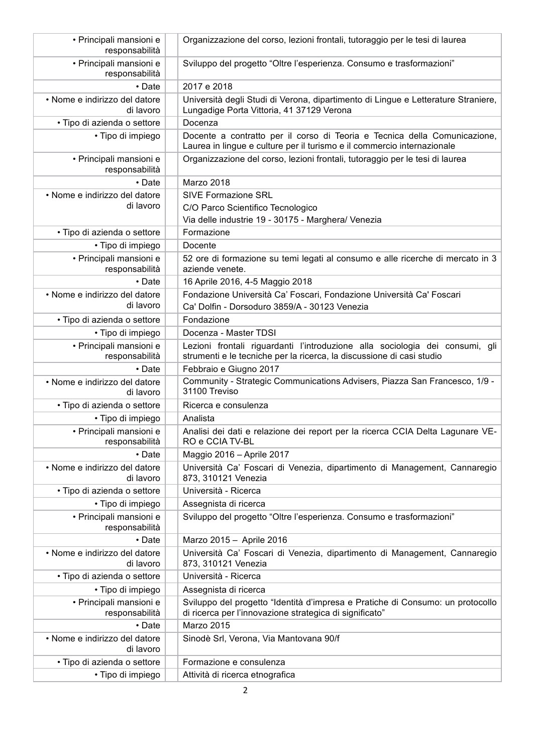| | |
|---|---|
| • Principali mansioni e responsabilità | Organizzazione del corso, lezioni frontali, tutoraggio per le tesi di laurea |
| • Principali mansioni e responsabilità | Sviluppo del progetto "Oltre l'esperienza. Consumo e trasformazioni" |
| • Date | 2017 e 2018 |
| • Nome e indirizzo del datore di lavoro | Università degli Studi di Verona, dipartimento di Lingue e Letterature Straniere, Lungadige Porta Vittoria, 41 37129 Verona |
| • Tipo di azienda o settore | Docenza |
| • Tipo di impiego | Docente a contratto per il corso di Teoria e Tecnica della Comunicazione, Laurea in lingue e culture per il turismo e il commercio internazionale |
| • Principali mansioni e responsabilità | Organizzazione del corso, lezioni frontali, tutoraggio per le tesi di laurea |
| • Date | Marzo 2018 |
| • Nome e indirizzo del datore di lavoro | SIVE Formazione SRL<br>C/O Parco Scientifico Tecnologico<br>Via delle industrie 19 - 30175 - Marghera/ Venezia |
| • Tipo di azienda o settore | Formazione |
| • Tipo di impiego | Docente |
| • Principali mansioni e responsabilità | 52 ore di formazione su temi legati al consumo e alle ricerche di mercato in 3 aziende venete. |
| • Date | 16 Aprile 2016, 4-5 Maggio 2018 |
| • Nome e indirizzo del datore di lavoro | Fondazione Università Ca' Foscari, Fondazione Università Ca' Foscari<br>Ca' Dolfin - Dorsoduro 3859/A - 30123 Venezia |
| • Tipo di azienda o settore | Fondazione |
| • Tipo di impiego | Docenza - Master TDSI |
| • Principali mansioni e responsabilità | Lezioni frontali riguardanti l'introduzione alla sociologia dei consumi, gli strumenti e le tecniche per la ricerca, la discussione di casi studio |
| • Date | Febbraio e Giugno 2017 |
| • Nome e indirizzo del datore di lavoro | Community - Strategic Communications Advisers, Piazza San Francesco, 1/9 - 31100 Treviso |
| • Tipo di azienda o settore | Ricerca e consulenza |
| • Tipo di impiego | Analista |
| • Principali mansioni e responsabilità | Analisi dei dati e relazione dei report per la ricerca CCIA Delta Lagunare VE-RO e CCIA TV-BL |
| • Date | Maggio 2016 – Aprile 2017 |
| • Nome e indirizzo del datore di lavoro | Università Ca' Foscari di Venezia, dipartimento di Management, Cannaregio 873, 310121 Venezia |
| • Tipo di azienda o settore | Università - Ricerca |
| • Tipo di impiego | Assegnista di ricerca |
| • Principali mansioni e responsabilità | Sviluppo del progetto "Oltre l'esperienza. Consumo e trasformazioni" |
| • Date | Marzo 2015 – Aprile 2016 |
| • Nome e indirizzo del datore di lavoro | Università Ca' Foscari di Venezia, dipartimento di Management, Cannaregio 873, 310121 Venezia |
| • Tipo di azienda o settore | Università - Ricerca |
| • Tipo di impiego | Assegnista di ricerca |
| • Principali mansioni e responsabilità | Sviluppo del progetto "Identità d'impresa e Pratiche di Consumo: un protocollo di ricerca per l'innovazione strategica di significato" |
| • Date | Marzo 2015 |
| • Nome e indirizzo del datore di lavoro | Sinodè Srl, Verona, Via Mantovana 90/f |
| • Tipo di azienda o settore | Formazione e consulenza |
| • Tipo di impiego | Attività di ricerca etnografica |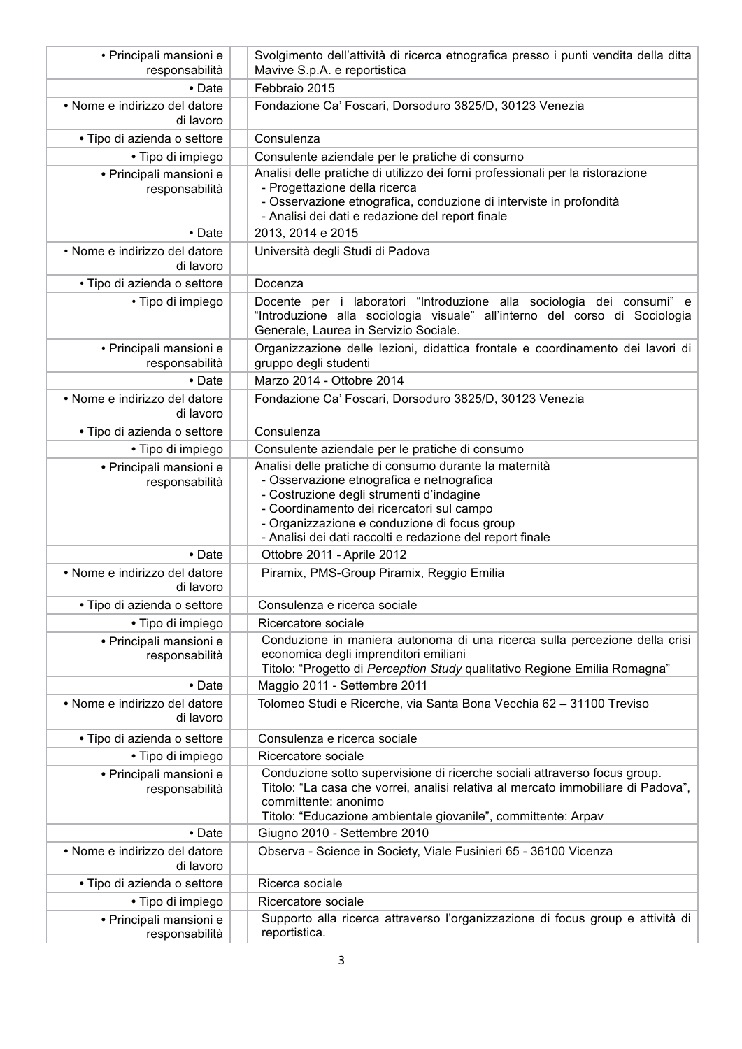| | |
|---|---|
| • Principali mansioni e responsabilità | Svolgimento dell'attività di ricerca etnografica presso i punti vendita della ditta Mavive S.p.A. e reportistica |
| • Date | Febbraio 2015 |
| • Nome e indirizzo del datore di lavoro | Fondazione Ca' Foscari, Dorsoduro 3825/D, 30123 Venezia |
| • Tipo di azienda o settore | Consulenza |
| • Tipo di impiego | Consulente aziendale per le pratiche di consumo |
| • Principali mansioni e responsabilità | Analisi delle pratiche di utilizzo dei forni professionali per la ristorazione<br>- Progettazione della ricerca<br>- Osservazione etnografica, conduzione di interviste in profondità<br>- Analisi dei dati e redazione del report finale |
| • Date | 2013, 2014 e 2015 |
| • Nome e indirizzo del datore di lavoro | Università degli Studi di Padova |
| • Tipo di azienda o settore | Docenza |
| • Tipo di impiego | Docente per i laboratori "Introduzione alla sociologia dei consumi" e "Introduzione alla sociologia visuale" all'interno del corso di Sociologia Generale, Laurea in Servizio Sociale. |
| • Principali mansioni e responsabilità | Organizzazione delle lezioni, didattica frontale e coordinamento dei lavori di gruppo degli studenti |
| • Date | Marzo 2014 - Ottobre 2014 |
| • Nome e indirizzo del datore di lavoro | Fondazione Ca' Foscari, Dorsoduro 3825/D, 30123 Venezia |
| • Tipo di azienda o settore | Consulenza |
| • Tipo di impiego | Consulente aziendale per le pratiche di consumo |
| • Principali mansioni e responsabilità | Analisi delle pratiche di consumo durante la maternità<br>- Osservazione etnografica e netnografica<br>- Costruzione degli strumenti d'indagine<br>- Coordinamento dei ricercatori sul campo<br>- Organizzazione e conduzione di focus group<br>- Analisi dei dati raccolti e redazione del report finale |
| • Date | Ottobre 2011 - Aprile 2012 |
| • Nome e indirizzo del datore di lavoro | Piramix, PMS-Group Piramix, Reggio Emilia |
| • Tipo di azienda o settore | Consulenza e ricerca sociale |
| • Tipo di impiego | Ricercatore sociale |
| • Principali mansioni e responsabilità | Conduzione in maniera autonoma di una ricerca sulla percezione della crisi economica degli imprenditori emiliani<br>Titolo: "Progetto di *Perception Study* qualitativo Regione Emilia Romagna" |
| • Date | Maggio 2011 - Settembre 2011 |
| • Nome e indirizzo del datore di lavoro | Tolomeo Studi e Ricerche, via Santa Bona Vecchia 62 – 31100 Treviso |
| • Tipo di azienda o settore | Consulenza e ricerca sociale |
| • Tipo di impiego | Ricercatore sociale |
| • Principali mansioni e responsabilità | Conduzione sotto supervisione di ricerche sociali attraverso focus group.<br>Titolo: "La casa che vorrei, analisi relativa al mercato immobiliare di Padova", committente: anonimo<br>Titolo: "Educazione ambientale giovanile", committente: Arpav |
| • Date | Giugno 2010 - Settembre 2010 |
| • Nome e indirizzo del datore di lavoro | Observa - Science in Society, Viale Fusinieri 65 - 36100 Vicenza |
| • Tipo di azienda o settore | Ricerca sociale |
| • Tipo di impiego | Ricercatore sociale |
| • Principali mansioni e responsabilità | Supporto alla ricerca attraverso l'organizzazione di focus group e attività di reportistica. |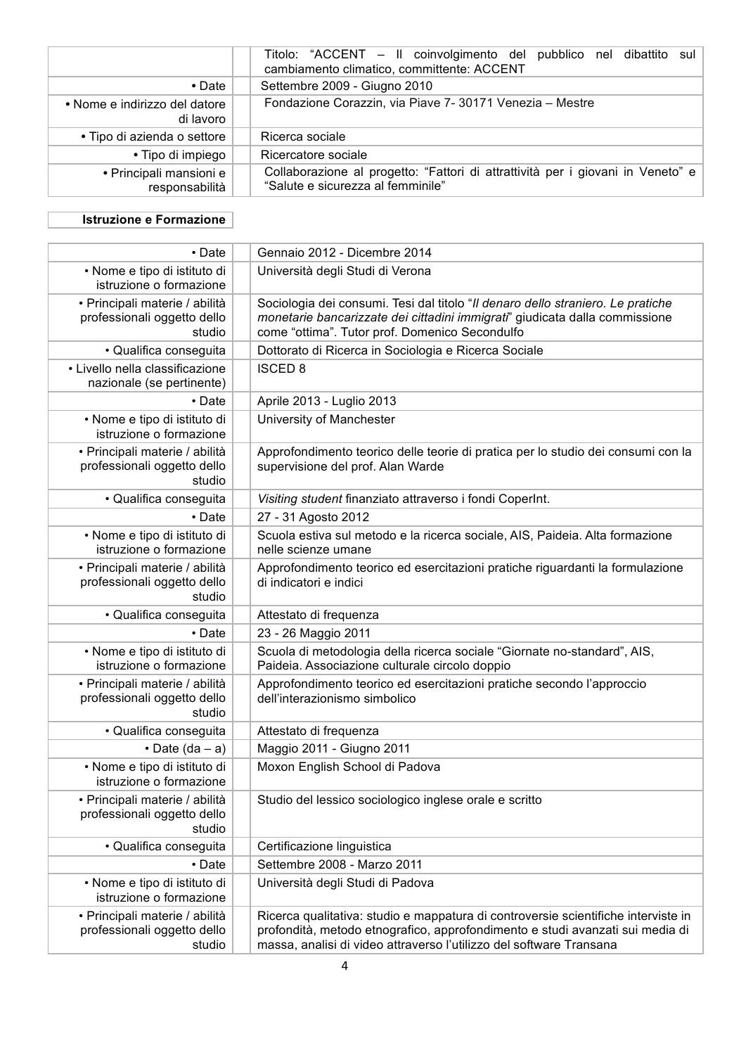| | |
|---|---|
| | Titolo: "ACCENT – Il coinvolgimento del pubblico nel dibattito sul cambiamento climatico, committente: ACCENT |
| **• Date** | Settembre 2009 - Giugno 2010 |
| **• Nome e indirizzo del datore di lavoro** | Fondazione Corazzin, via Piave 7- 30171 Venezia – Mestre |
| **• Tipo di azienda o settore** | Ricerca sociale |
| **• Tipo di impiego** | Ricercatore sociale |
| **• Principali mansioni e responsabilità** | Collaborazione al progetto: "Fattori di attrattività per i giovani in Veneto" e "Salute e sicurezza al femminile" |

**Istruzione e Formazione**

| | |
|---|---|
| • Date | Gennaio 2012 - Dicembre 2014 |
| • Nome e tipo di istituto di istruzione o formazione | Università degli Studi di Verona |
| • Principali materie / abilità professionali oggetto dello studio | Sociologia dei consumi. Tesi dal titolo "*Il denaro dello straniero. Le pratiche monetarie bancarizzate dei cittadini immigrati*" giudicata dalla commissione come "ottima". Tutor prof. Domenico Secondulfo |
| • Qualifica conseguita | Dottorato di Ricerca in Sociologia e Ricerca Sociale |
| • Livello nella classificazione nazionale (se pertinente) | ISCED 8 |
| • Date | Aprile 2013 - Luglio 2013 |
| • Nome e tipo di istituto di istruzione o formazione | University of Manchester |
| • Principali materie / abilità professionali oggetto dello studio | Approfondimento teorico delle teorie di pratica per lo studio dei consumi con la supervisione del prof. Alan Warde |
| • Qualifica conseguita | *Visiting student* finanziato attraverso i fondi CoperInt. |
| • Date | 27 - 31 Agosto 2012 |
| • Nome e tipo di istituto di istruzione o formazione | Scuola estiva sul metodo e la ricerca sociale, AIS, Paideia. Alta formazione nelle scienze umane |
| • Principali materie / abilità professionali oggetto dello studio | Approfondimento teorico ed esercitazioni pratiche riguardanti la formulazione di indicatori e indici |
| • Qualifica conseguita | Attestato di frequenza |
| • Date | 23 - 26 Maggio 2011 |
| • Nome e tipo di istituto di istruzione o formazione | Scuola di metodologia della ricerca sociale "Giornate no-standard", AIS, Paideia. Associazione culturale circolo doppio |
| • Principali materie / abilità professionali oggetto dello studio | Approfondimento teorico ed esercitazioni pratiche secondo l'approccio dell'interazionismo simbolico |
| • Qualifica conseguita | Attestato di frequenza |
| • Date (da – a) | Maggio 2011 - Giugno 2011 |
| • Nome e tipo di istituto di istruzione o formazione | Moxon English School di Padova |
| • Principali materie / abilità professionali oggetto dello studio | Studio del lessico sociologico inglese orale e scritto |
| • Qualifica conseguita | Certificazione linguistica |
| • Date | Settembre 2008 - Marzo 2011 |
| • Nome e tipo di istituto di istruzione o formazione | Università degli Studi di Padova |
| • Principali materie / abilità professionali oggetto dello studio | Ricerca qualitativa: studio e mappatura di controversie scientifiche interviste in profondità, metodo etnografico, approfondimento e studi avanzati sui media di massa, analisi di video attraverso l'utilizzo del software Transana |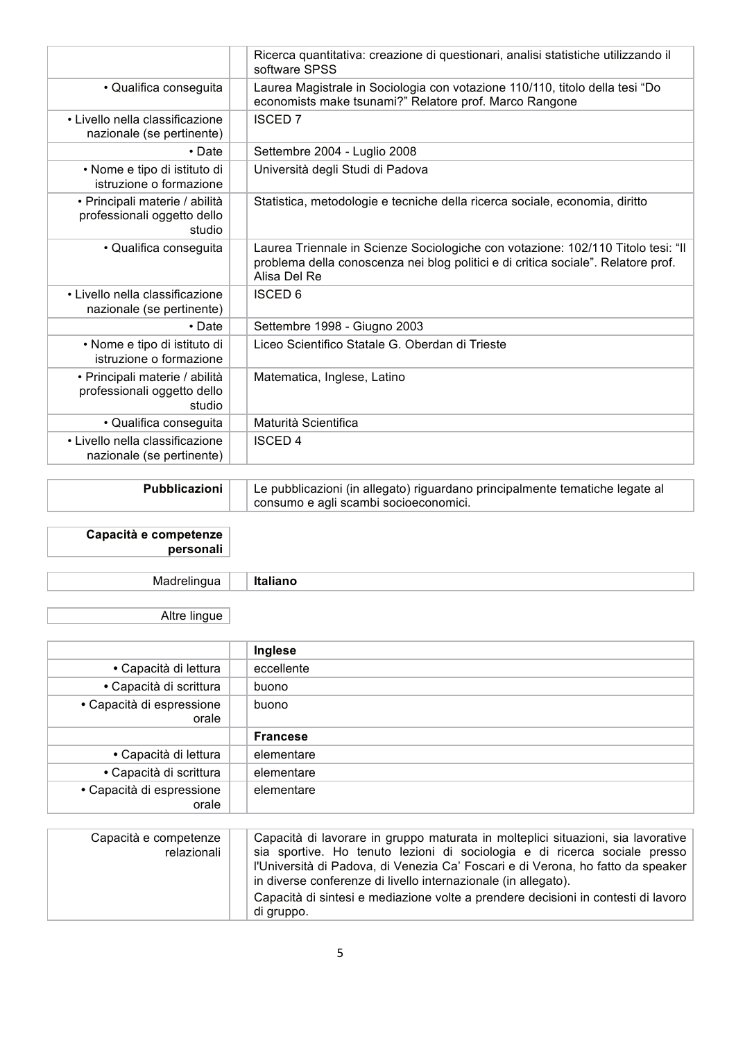| | |
|---|---|
| | Ricerca quantitativa: creazione di questionari, analisi statistiche utilizzando il software SPSS |
| • Qualifica conseguita | Laurea Magistrale in Sociologia con votazione 110/110, titolo della tesi "Do economists make tsunami?" Relatore prof. Marco Rangone |
| • Livello nella classificazione nazionale (se pertinente) | ISCED 7 |
| • Date | Settembre 2004 - Luglio 2008 |
| • Nome e tipo di istituto di istruzione o formazione | Università degli Studi di Padova |
| • Principali materie / abilità professionali oggetto dello studio | Statistica, metodologie e tecniche della ricerca sociale, economia, diritto |
| • Qualifica conseguita | Laurea Triennale in Scienze Sociologiche con votazione: 102/110 Titolo tesi: "Il problema della conoscenza nei blog politici e di critica sociale". Relatore prof. Alisa Del Re |
| • Livello nella classificazione nazionale (se pertinente) | ISCED 6 |
| • Date | Settembre 1998 - Giugno 2003 |
| • Nome e tipo di istituto di istruzione o formazione | Liceo Scientifico Statale G. Oberdan di Trieste |
| • Principali materie / abilità professionali oggetto dello studio | Matematica, Inglese, Latino |
| • Qualifica conseguita | Maturità Scientifica |
| • Livello nella classificazione nazionale (se pertinente) | ISCED 4 |

| | |
|---|---|
| **Pubblicazioni** | Le pubblicazioni (in allegato) riguardano principalmente tematiche legate al consumo e agli scambi socioeconomici. |

**Capacità e competenze personali**

| | |
|---|---|
| Madrelingua | **Italiano** |

Altre lingue

| | |
|---|---|
| | **Inglese** |
| • Capacità di lettura | eccellente |
| • Capacità di scrittura | buono |
| • Capacità di espressione orale | buono |
| | **Francese** |
| • Capacità di lettura | elementare |
| • Capacità di scrittura | elementare |
| • Capacità di espressione orale | elementare |

| | |
|---|---|
| Capacità e competenze relazionali | Capacità di lavorare in gruppo maturata in molteplici situazioni, sia lavorative sia sportive. Ho tenuto lezioni di sociologia e di ricerca sociale presso l'Università di Padova, di Venezia Ca' Foscari e di Verona, ho fatto da speaker in diverse conferenze di livello internazionale (in allegato). Capacità di sintesi e mediazione volte a prendere decisioni in contesti di lavoro di gruppo. |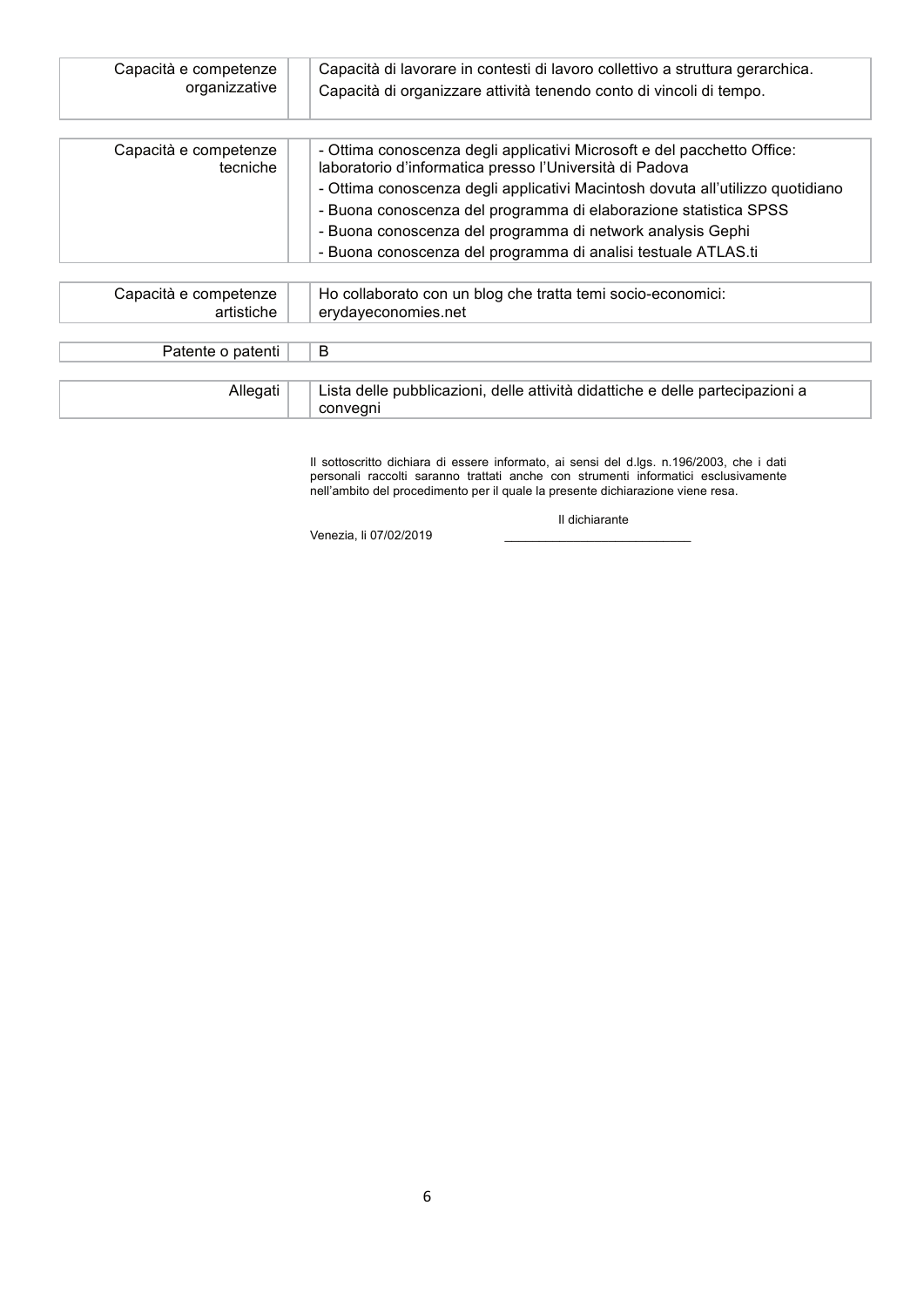| Capacità e competenze organizzative | Capacità di lavorare in contesti di lavoro collettivo a struttura gerarchica. Capacità di organizzare attività tenendo conto di vincoli di tempo. |
|---|---|

| Capacità e competenze tecniche | - Ottima conoscenza degli applicativi Microsoft e del pacchetto Office: laboratorio d'informatica presso l'Università di Padova<br>- Ottima conoscenza degli applicativi Macintosh dovuta all'utilizzo quotidiano<br>- Buona conoscenza del programma di elaborazione statistica SPSS<br>- Buona conoscenza del programma di network analysis Gephi<br>- Buona conoscenza del programma di analisi testuale ATLAS.ti |
|---|---|

| Capacità e competenze artistiche | Ho collaborato con un blog che tratta temi socio-economici: erydayeconomies.net |
|---|---|

| Patente o patenti | B |
|---|---|

| Allegati | Lista delle pubblicazioni, delle attività didattiche e delle partecipazioni a convegni |
|---|---|

Il sottoscritto dichiara di essere informato, ai sensi del d.lgs. n.196/2003, che i dati personali raccolti saranno trattati anche con strumenti informatici esclusivamente nell'ambito del procedimento per il quale la presente dichiarazione viene resa.

Il dichiarante

Venezia, lì 07/02/2019 ___________________________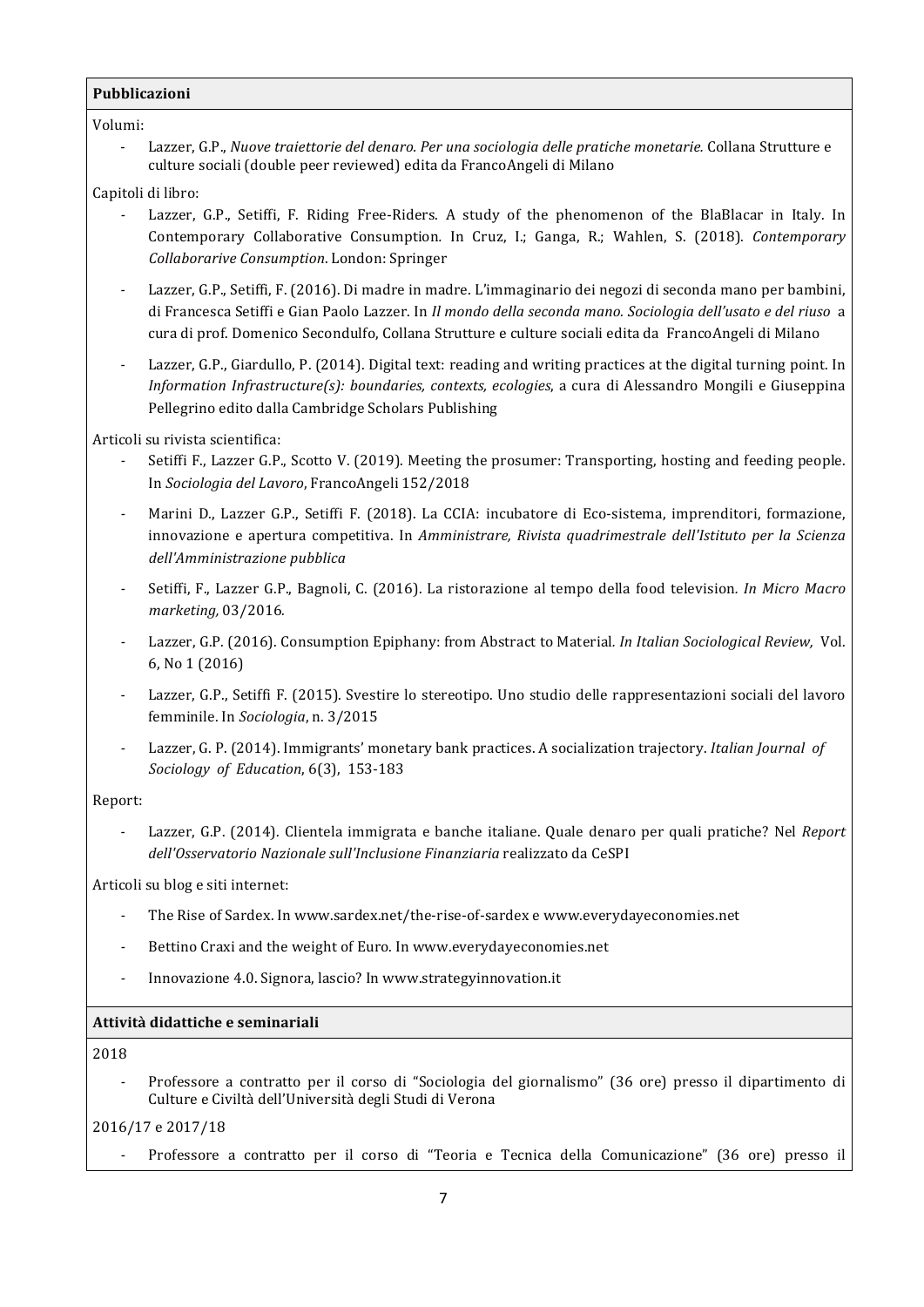## Pubblicazioni

Volumi:

- Lazzer, G.P., *Nuove traiettorie del denaro. Per una sociologia delle pratiche monetarie.* Collana Strutture e culture sociali (double peer reviewed) edita da FrancoAngeli di Milano

Capitoli di libro:

- Lazzer, G.P., Setiffi, F. Riding Free-Riders. A study of the phenomenon of the BlaBlacar in Italy. In Contemporary Collaborative Consumption. In Cruz, I.; Ganga, R.; Wahlen, S. (2018). *Contemporary Collaborarive Consumption*. London: Springer
- Lazzer, G.P., Setiffi, F. (2016). Di madre in madre. L'immaginario dei negozi di seconda mano per bambini, di Francesca Setiffi e Gian Paolo Lazzer. In *Il mondo della seconda mano. Sociologia dell'usato e del riuso* a cura di prof. Domenico Secondulfo, Collana Strutture e culture sociali edita da FrancoAngeli di Milano
- Lazzer, G.P., Giardullo, P. (2014). Digital text: reading and writing practices at the digital turning point. In *Information Infrastructure(s): boundaries, contexts, ecologies*, a cura di Alessandro Mongili e Giuseppina Pellegrino edito dalla Cambridge Scholars Publishing

Articoli su rivista scientifica:

- Setiffi F., Lazzer G.P., Scotto V. (2019). Meeting the prosumer: Transporting, hosting and feeding people. In *Sociologia del Lavoro*, FrancoAngeli 152/2018
- Marini D., Lazzer G.P., Setiffi F. (2018). La CCIA: incubatore di Eco-sistema, imprenditori, formazione, innovazione e apertura competitiva. In *Amministrare, Rivista quadrimestrale dell'Istituto per la Scienza dell'Amministrazione pubblica*
- Setiffi, F., Lazzer G.P., Bagnoli, C. (2016). La ristorazione al tempo della food television. *In Micro Macro marketing,* 03/2016.
- Lazzer, G.P. (2016). Consumption Epiphany: from Abstract to Material. *In Italian Sociological Review,* Vol. 6, No 1 (2016)
- Lazzer, G.P., Setiffi F. (2015). Svestire lo stereotipo. Uno studio delle rappresentazioni sociali del lavoro femminile. In *Sociologia*, n. 3/2015
- Lazzer, G. P. (2014). Immigrants' monetary bank practices. A socialization trajectory. *Italian Journal of Sociology of Education*, 6(3), 153-183

Report:

- Lazzer, G.P. (2014). Clientela immigrata e banche italiane. Quale denaro per quali pratiche? Nel *Report dell'Osservatorio Nazionale sull'Inclusione Finanziaria* realizzato da CeSPI

Articoli su blog e siti internet:

- The Rise of Sardex. In www.sardex.net/the-rise-of-sardex e www.everydayeconomies.net
- Bettino Craxi and the weight of Euro. In www.everydayeconomies.net
- Innovazione 4.0. Signora, lascio? In www.strategyinnovation.it

## Attività didattiche e seminariali

2018

- Professore a contratto per il corso di "Sociologia del giornalismo" (36 ore) presso il dipartimento di Culture e Civiltà dell'Università degli Studi di Verona

2016/17 e 2017/18

- Professore a contratto per il corso di "Teoria e Tecnica della Comunicazione" (36 ore) presso il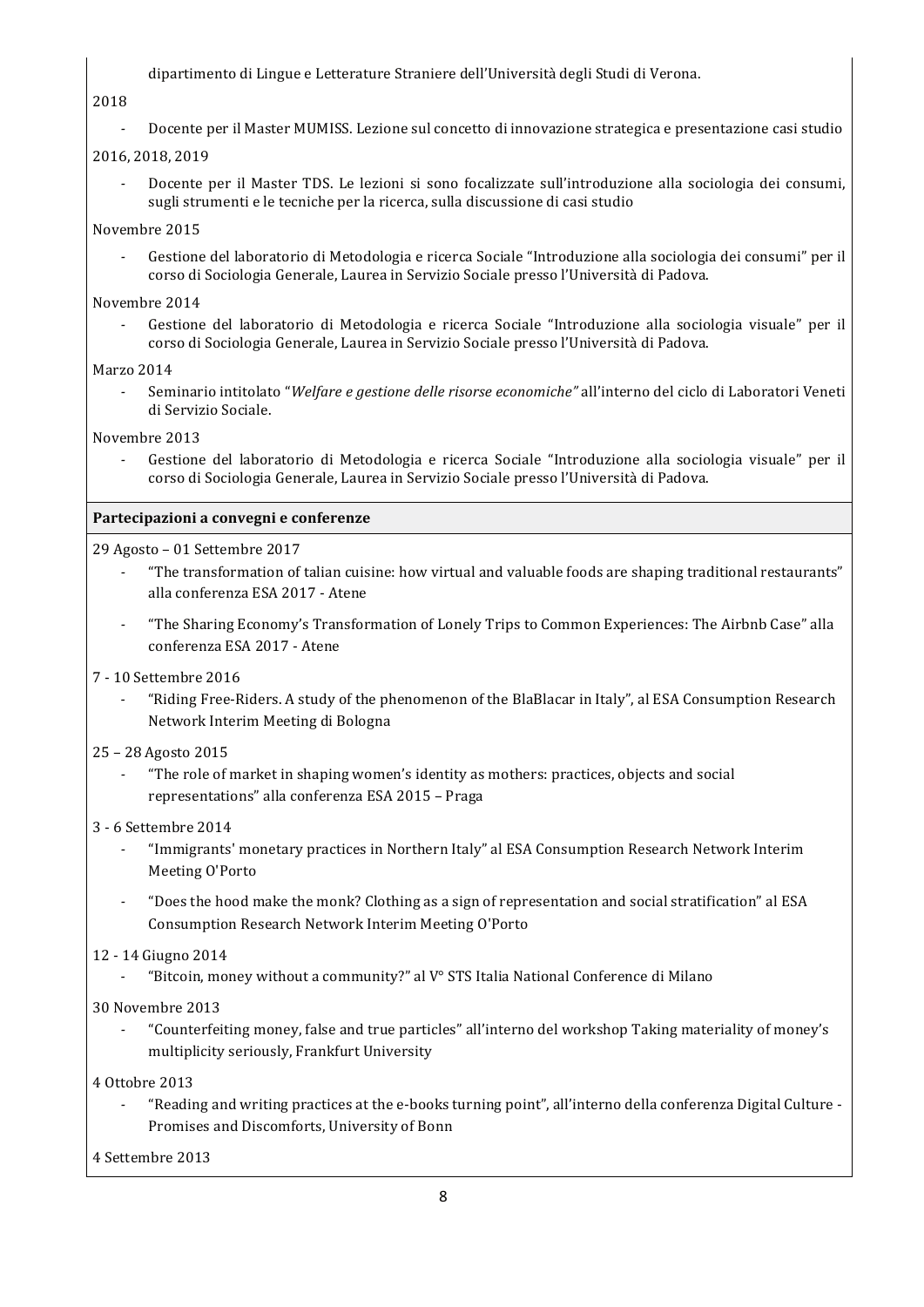dipartimento di Lingue e Letterature Straniere dell'Università degli Studi di Verona.

2018

- Docente per il Master MUMISS. Lezione sul concetto di innovazione strategica e presentazione casi studio

2016, 2018, 2019

- Docente per il Master TDS. Le lezioni si sono focalizzate sull'introduzione alla sociologia dei consumi, sugli strumenti e le tecniche per la ricerca, sulla discussione di casi studio

Novembre 2015

- Gestione del laboratorio di Metodologia e ricerca Sociale "Introduzione alla sociologia dei consumi" per il corso di Sociologia Generale, Laurea in Servizio Sociale presso l'Università di Padova.

Novembre 2014

- Gestione del laboratorio di Metodologia e ricerca Sociale "Introduzione alla sociologia visuale" per il corso di Sociologia Generale, Laurea in Servizio Sociale presso l'Università di Padova.

Marzo 2014

- Seminario intitolato "*Welfare e gestione delle risorse economiche"* all'interno del ciclo di Laboratori Veneti di Servizio Sociale.

Novembre 2013

- Gestione del laboratorio di Metodologia e ricerca Sociale "Introduzione alla sociologia visuale" per il corso di Sociologia Generale, Laurea in Servizio Sociale presso l'Università di Padova.

**Partecipazioni a convegni e conferenze**

29 Agosto – 01 Settembre 2017

- "The transformation of talian cuisine: how virtual and valuable foods are shaping traditional restaurants" alla conferenza ESA 2017 - Atene
- "The Sharing Economy's Transformation of Lonely Trips to Common Experiences: The Airbnb Case" alla conferenza ESA 2017 - Atene

7 - 10 Settembre 2016

- "Riding Free-Riders. A study of the phenomenon of the BlaBlacar in Italy", al ESA Consumption Research Network Interim Meeting di Bologna

25 – 28 Agosto 2015

- "The role of market in shaping women's identity as mothers: practices, objects and social representations" alla conferenza ESA 2015 – Praga

3 - 6 Settembre 2014

- "Immigrants' monetary practices in Northern Italy" al ESA Consumption Research Network Interim Meeting O'Porto
- "Does the hood make the monk? Clothing as a sign of representation and social stratification" al ESA Consumption Research Network Interim Meeting O'Porto

12 - 14 Giugno 2014

- "Bitcoin, money without a community?" al V° STS Italia National Conference di Milano

30 Novembre 2013

- "Counterfeiting money, false and true particles" all'interno del workshop Taking materiality of money's multiplicity seriously, Frankfurt University

4 Ottobre 2013

- "Reading and writing practices at the e-books turning point", all'interno della conferenza Digital Culture - Promises and Discomforts, University of Bonn

4 Settembre 2013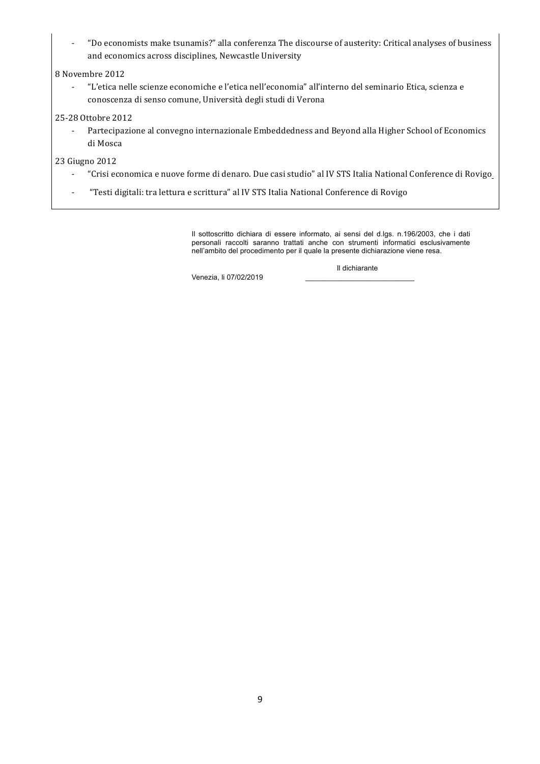- "Do economists make tsunamis?" alla conferenza The discourse of austerity: Critical analyses of business and economics across disciplines, Newcastle University

8 Novembre 2012

- "L'etica nelle scienze economiche e l'etica nell'economia" all'interno del seminario Etica, scienza e conoscenza di senso comune, Università degli studi di Verona

25-28 Ottobre 2012

- Partecipazione al convegno internazionale Embeddedness and Beyond alla Higher School of Economics di Mosca

23 Giugno 2012

- "Crisi economica e nuove forme di denaro. Due casi studio" al IV STS Italia National Conference di Rovigo
- "Testi digitali: tra lettura e scrittura" al IV STS Italia National Conference di Rovigo

Il sottoscritto dichiara di essere informato, ai sensi del d.lgs. n.196/2003, che i dati personali raccolti saranno trattati anche con strumenti informatici esclusivamente nell'ambito del procedimento per il quale la presente dichiarazione viene resa.

Il dichiarante

Venezia, li 07/02/2019 \_\_\_\_\_\_\_\_\_\_\_\_\_\_\_\_\_\_\_\_\_\_\_\_\_\_\_\_